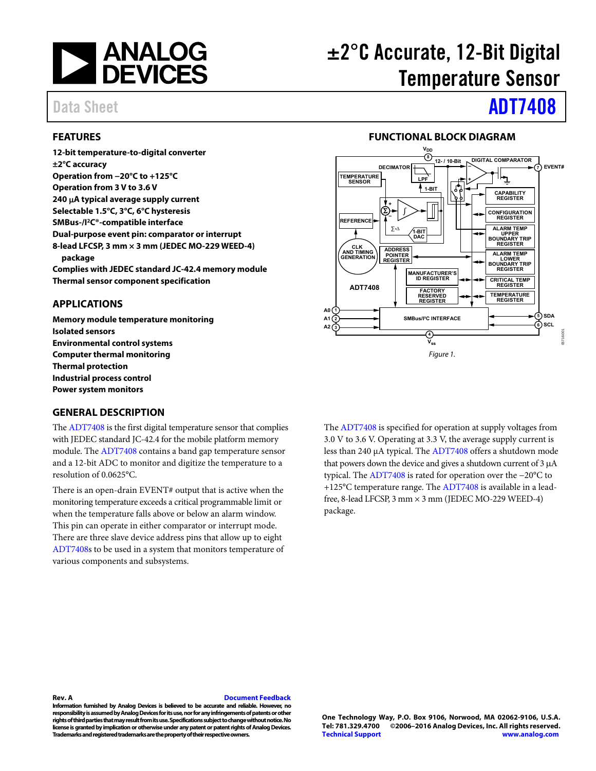# ±2°C Accurate, 12-Bit Digital Temperature Sensor

Data Sheet **ADT7408**

## FEATURES

**12-bit temperature-to-digital converter**
**±2°C accuracy**
**Operation from −20°C to +125°C**
**Operation from 3 V to 3.6 V**
**240 μA typical average supply current**
**Selectable 1.5°C, 3°C, 6°C hysteresis**
**SMBus-/I²C®-compatible interface**
**Dual-purpose event pin: comparator or interrupt**
**8-lead LFCSP, 3 mm × 3 mm (JEDEC MO-229 WEED-4) package**
**Complies with JEDEC standard JC-42.4 memory module**
**Thermal sensor component specification**

## APPLICATIONS

**Memory module temperature monitoring**
**Isolated sensors**
**Environmental control systems**
**Computer thermal monitoring**
**Thermal protection**
**Industrial process control**
**Power system monitors**

## FUNCTIONAL BLOCK DIAGRAM

*Figure 1.*

## GENERAL DESCRIPTION

The ADT7408 is the first digital temperature sensor that complies with JEDEC standard JC-42.4 for the mobile platform memory module. The ADT7408 contains a band gap temperature sensor and a 12-bit ADC to monitor and digitize the temperature to a resolution of 0.0625°C.

There is an open-drain EVENT# output that is active when the monitoring temperature exceeds a critical programmable limit or when the temperature falls above or below an alarm window. This pin can operate in either comparator or interrupt mode. There are three slave device address pins that allow up to eight ADT7408s to be used in a system that monitors temperature of various components and subsystems.

The ADT7408 is specified for operation at supply voltages from 3.0 V to 3.6 V. Operating at 3.3 V, the average supply current is less than 240 μA typical. The ADT7408 offers a shutdown mode that powers down the device and gives a shutdown current of 3 μA typical. The ADT7408 is rated for operation over the −20°C to +125°C temperature range. The ADT7408 is available in a lead-free, 8-lead LFCSP, 3 mm × 3 mm (JEDEC MO-229 WEED-4) package.

**Rev. A** Document Feedback
**Information furnished by Analog Devices is believed to be accurate and reliable. However, no responsibility is assumed by Analog Devices for its use, nor for any infringements of patents or other rights of third parties that may result from its use. Specifications subject to change without notice. No license is granted by implication or otherwise under any patent or patent rights of Analog Devices. Trademarks and registered trademarks are the property of their respective owners.**

**One Technology Way, P.O. Box 9106, Norwood, MA 02062-9106, U.S.A.**
**Tel: 781.329.4700 ©2006–2016 Analog Devices, Inc. All rights reserved.**
**Technical Support www.analog.com**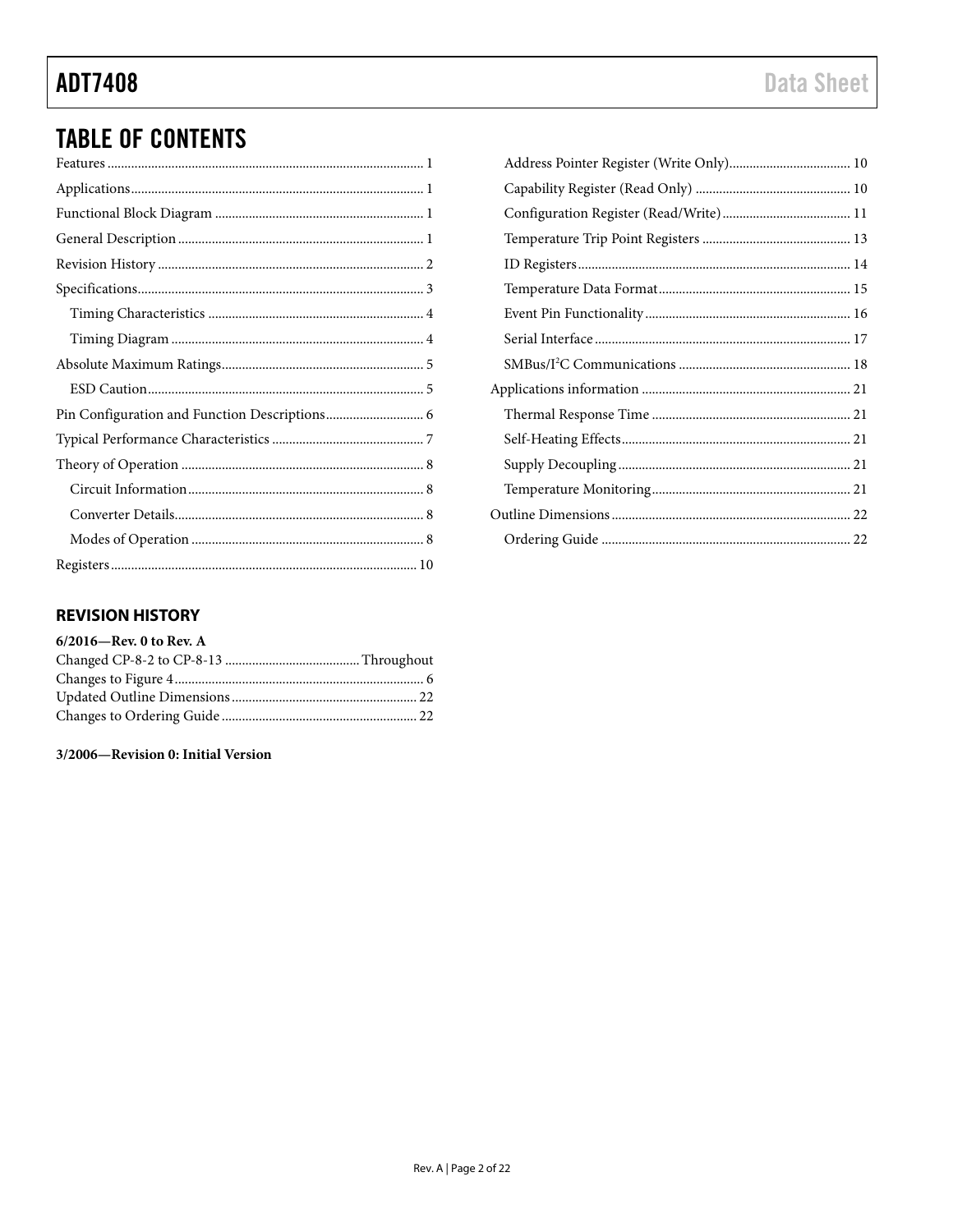## TABLE OF CONTENTS

Features ............................................................ 1
Applications ....................................................... 1
Functional Block Diagram ............................................. 1
General Description .................................................. 1
Revision History ..................................................... 2
Specifications ....................................................... 3
  Timing Characteristics ............................................. 4
  Timing Diagram ..................................................... 4
Absolute Maximum Ratings ............................................. 5
  ESD Caution ........................................................ 5
Pin Configuration and Function Descriptions .......................... 6
Typical Performance Characteristics .................................. 7
Theory of Operation .................................................. 8
  Circuit Information ................................................ 8
  Converter Details .................................................. 8
  Modes of Operation ................................................. 8
Registers ............................................................ 10
  Address Pointer Register (Write Only) .............................. 10
  Capability Register (Read Only) .................................... 10
  Configuration Register (Read/Write) ................................ 11
  Temperature Trip Point Registers ................................... 13
  ID Registers ....................................................... 14
  Temperature Data Format ............................................ 15
  Event Pin Functionality ............................................ 16
  Serial Interface ................................................... 17
  SMBus/I$^2$C Communications ........................................ 18
Applications information ............................................. 21
  Thermal Response Time .............................................. 21
  Self-Heating Effects ............................................... 21
  Supply Decoupling .................................................. 21
  Temperature Monitoring ............................................. 21
Outline Dimensions ................................................... 22
  Ordering Guide ..................................................... 22

### REVISION HISTORY

**6/2016—Rev. 0 to Rev. A**

Changed CP-8-2 to CP-8-13 ....................................... Throughout
Changes to Figure 4 .................................................. 6
Updated Outline Dimensions ........................................... 22
Changes to Ordering Guide ............................................ 22

**3/2006—Revision 0: Initial Version**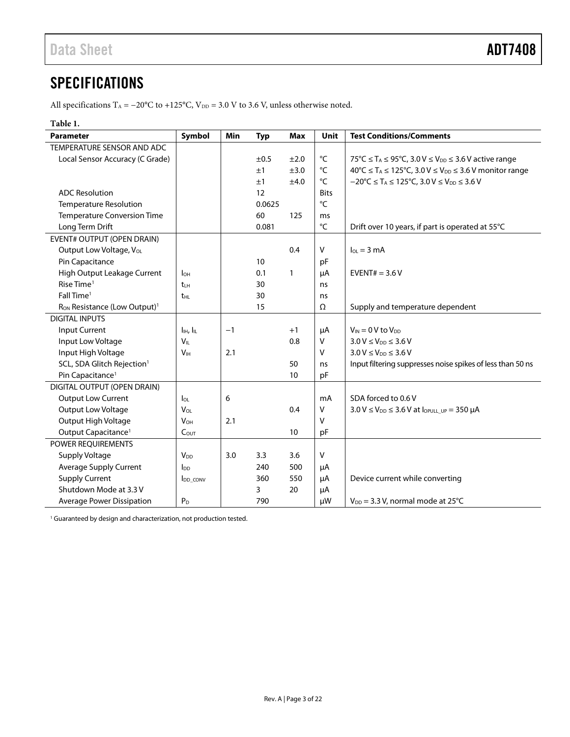# SPECIFICATIONS

All specifications $T_A$ = −20°C to +125°C, $V_{DD}$ = 3.0 V to 3.6 V, unless otherwise noted.

**Table 1.**

| Parameter | Symbol | Min | Typ | Max | Unit | Test Conditions/Comments |
|---|---|---|---|---|---|---|
| TEMPERATURE SENSOR AND ADC | | | | | | |
| Local Sensor Accuracy (C Grade) | | | ±0.5 | ±2.0 | °C | 75°C ≤ $T_A$ ≤ 95°C, 3.0 V ≤ $V_{DD}$ ≤ 3.6 V active range |
| | | | ±1 | ±3.0 | °C | 40°C ≤ $T_A$ ≤ 125°C, 3.0 V ≤ $V_{DD}$ ≤ 3.6 V monitor range |
| | | | ±1 | ±4.0 | °C | −20°C ≤ $T_A$ ≤ 125°C, 3.0 V ≤ $V_{DD}$ ≤ 3.6 V |
| ADC Resolution | | | 12 | | Bits | |
| Temperature Resolution | | | 0.0625 | | °C | |
| Temperature Conversion Time | | | 60 | 125 | ms | |
| Long Term Drift | | | 0.081 | | °C | Drift over 10 years, if part is operated at 55°C |
| EVENT# OUTPUT (OPEN DRAIN) | | | | | | |
| Output Low Voltage, $V_{OL}$ | | | | 0.4 | V | $I_{OL}$ = 3 mA |
| Pin Capacitance | | | 10 | | pF | |
| High Output Leakage Current | $I_{OH}$ | | 0.1 | 1 | μA | EVENT# = 3.6 V |
| Rise Time[1] | $t_{LH}$ | | 30 | | ns | |
| Fall Time[1] | $t_{HL}$ | | 30 | | ns | |
| $R_{ON}$ Resistance (Low Output)[1] | | | 15 | | Ω | Supply and temperature dependent |
| DIGITAL INPUTS | | | | | | |
| Input Current | $I_{IH}$, $I_{IL}$ | −1 | | +1 | μA | $V_{IN}$ = 0 V to $V_{DD}$ |
| Input Low Voltage | $V_{IL}$ | | | 0.8 | V | 3.0 V ≤ $V_{DD}$ ≤ 3.6 V |
| Input High Voltage | $V_{IH}$ | 2.1 | | | V | 3.0 V ≤ $V_{DD}$ ≤ 3.6 V |
| SCL, SDA Glitch Rejection[1] | | | | 50 | ns | Input filtering suppresses noise spikes of less than 50 ns |
| Pin Capacitance[1] | | | | 10 | pF | |
| DIGITAL OUTPUT (OPEN DRAIN) | | | | | | |
| Output Low Current | $I_{OL}$ | 6 | | | mA | SDA forced to 0.6 V |
| Output Low Voltage | $V_{OL}$ | | | 0.4 | V | 3.0 V ≤ $V_{DD}$ ≤ 3.6 V at $I_{OPULL\_UP}$ = 350 μA |
| Output High Voltage | $V_{OH}$ | 2.1 | | | V | |
| Output Capacitance[1] | $C_{OUT}$ | | | 10 | pF | |
| POWER REQUIREMENTS | | | | | | |
| Supply Voltage | $V_{DD}$ | 3.0 | 3.3 | 3.6 | V | |
| Average Supply Current | $I_{DD}$ | | 240 | 500 | μA | |
| Supply Current | $I_{DD\_CONV}$ | | 360 | 550 | μA | Device current while converting |
| Shutdown Mode at 3.3 V | | | 3 | 20 | μA | |
| Average Power Dissipation | $P_D$ | | 790 | | μW | $V_{DD}$ = 3.3 V, normal mode at 25°C |

[1] Guaranteed by design and characterization, not production tested.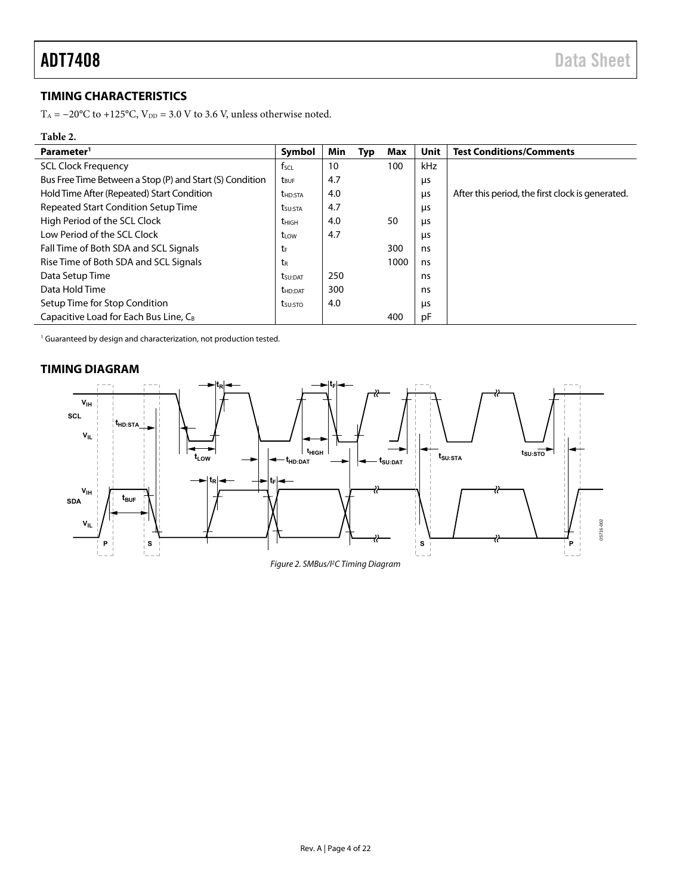## TIMING CHARACTERISTICS

$T_A = -20°C$ to $+125°C$, $V_{DD} = 3.0$ V to $3.6$ V, unless otherwise noted.

**Table 2.**

| Parameter[1] | Symbol | Min | Typ | Max | Unit | Test Conditions/Comments |
|---|---|---|---|---|---|---|
| SCL Clock Frequency | $f_{SCL}$ | 10 | | 100 | kHz | |
| Bus Free Time Between a Stop (P) and Start (S) Condition | $t_{BUF}$ | 4.7 | | | µs | |
| Hold Time After (Repeated) Start Condition | $t_{HD:STA}$ | 4.0 | | | µs | After this period, the first clock is generated. |
| Repeated Start Condition Setup Time | $t_{SU:STA}$ | 4.7 | | | µs | |
| High Period of the SCL Clock | $t_{HIGH}$ | 4.0 | | 50 | µs | |
| Low Period of the SCL Clock | $t_{LOW}$ | 4.7 | | | µs | |
| Fall Time of Both SDA and SCL Signals | $t_F$ | | | 300 | ns | |
| Rise Time of Both SDA and SCL Signals | $t_R$ | | | 1000 | ns | |
| Data Setup Time | $t_{SU:DAT}$ | 250 | | | ns | |
| Data Hold Time | $t_{HD:DAT}$ | 300 | | | ns | |
| Setup Time for Stop Condition | $t_{SU:STO}$ | 4.0 | | | µs | |
| Capacitive Load for Each Bus Line, $C_B$ | | | | 400 | pF | |

[1] Guaranteed by design and characterization, not production tested.

## TIMING DIAGRAM

*Figure 2. SMBus/I²C Timing Diagram*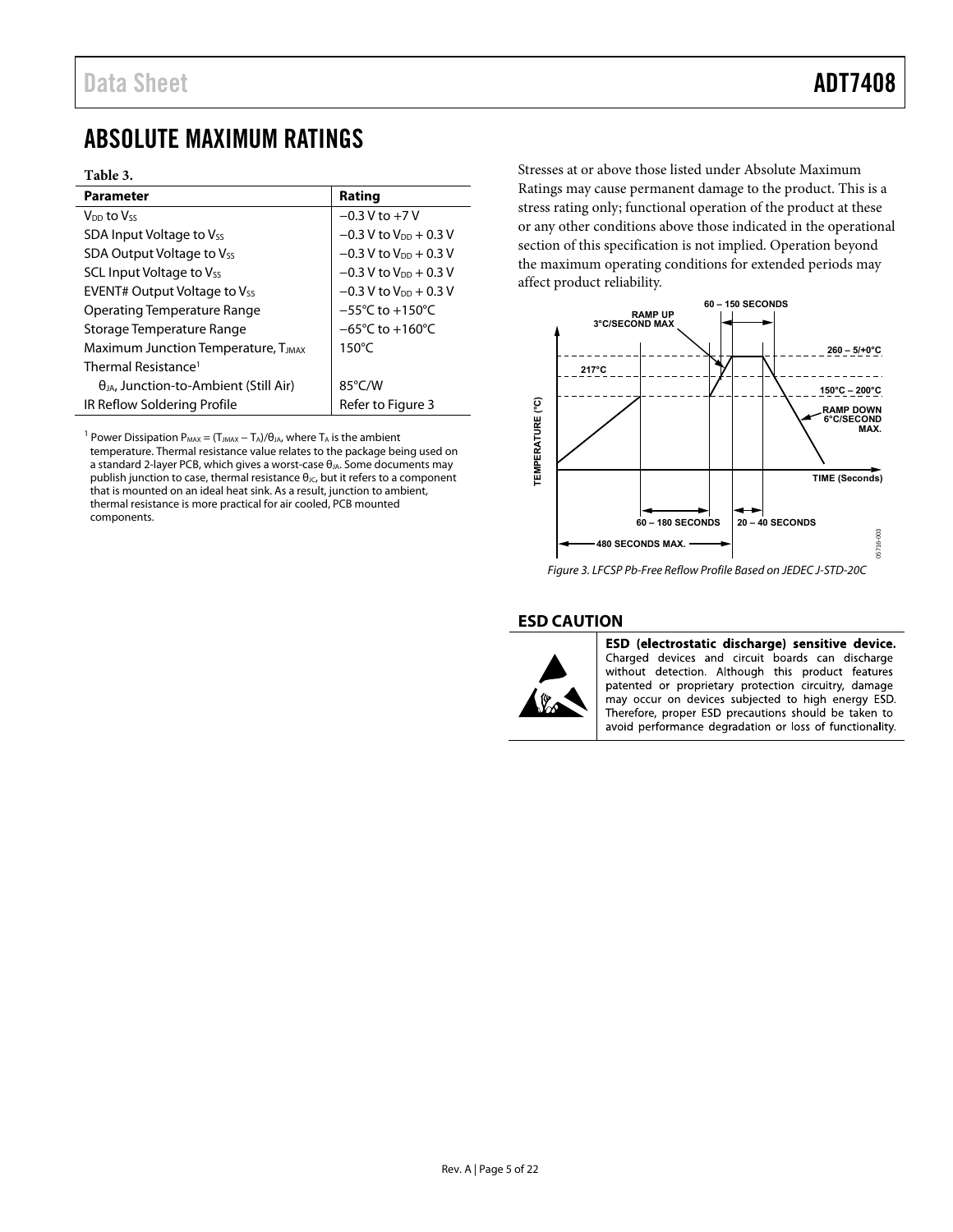## ABSOLUTE MAXIMUM RATINGS

**Table 3.**

| Parameter | Rating |
|---|---|
| $V_{DD}$ to $V_{SS}$ | −0.3 V to +7 V |
| SDA Input Voltage to $V_{SS}$ | −0.3 V to $V_{DD}$ + 0.3 V |
| SDA Output Voltage to $V_{SS}$ | −0.3 V to $V_{DD}$ + 0.3 V |
| SCL Input Voltage to $V_{SS}$ | −0.3 V to $V_{DD}$ + 0.3 V |
| EVENT# Output Voltage to $V_{SS}$ | −0.3 V to $V_{DD}$ + 0.3 V |
| Operating Temperature Range | −55°C to +150°C |
| Storage Temperature Range | −65°C to +160°C |
| Maximum Junction Temperature, $T_{JMAX}$ | 150°C |
| Thermal Resistance[1] | |
| $\theta_{JA}$, Junction-to-Ambient (Still Air) | 85°C/W |
| IR Reflow Soldering Profile | Refer to Figure 3 |

[1] Power Dissipation $P_{MAX} = (T_{JMAX} − T_A)/\theta_{JA}$, where $T_A$ is the ambient temperature. Thermal resistance value relates to the package being used on a standard 2-layer PCB, which gives a worst-case $\theta_{JA}$. Some documents may publish junction to case, thermal resistance $\theta_{JC}$, but it refers to a component that is mounted on an ideal heat sink. As a result, junction to ambient, thermal resistance is more practical for air cooled, PCB mounted components.

Stresses at or above those listed under Absolute Maximum Ratings may cause permanent damage to the product. This is a stress rating only; functional operation of the product at these or any other conditions above those indicated in the operational section of this specification is not implied. Operation beyond the maximum operating conditions for extended periods may affect product reliability.

*Figure 3. LFCSP Pb-Free Reflow Profile Based on JEDEC J-STD-20C*

### ESD CAUTION

**ESD (electrostatic discharge) sensitive device.** Charged devices and circuit boards can discharge without detection. Although this product features patented or proprietary protection circuitry, damage may occur on devices subjected to high energy ESD. Therefore, proper ESD precautions should be taken to avoid performance degradation or loss of functionality.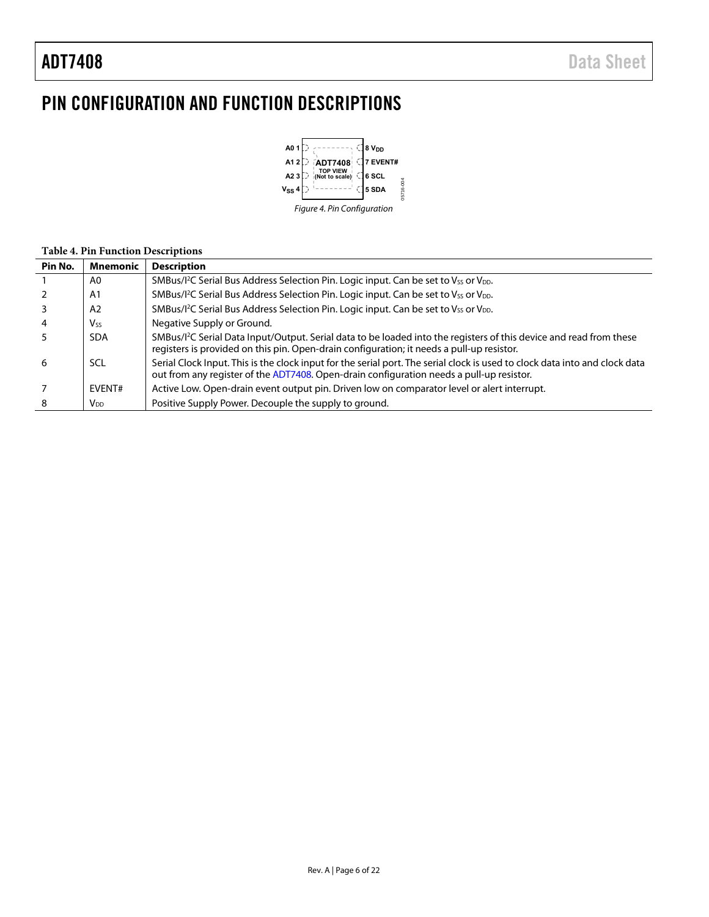# PIN CONFIGURATION AND FUNCTION DESCRIPTIONS

*Figure 4. Pin Configuration*

**Table 4. Pin Function Descriptions**

| Pin No. | Mnemonic | Description |
|---|---|---|
| 1 | A0 | SMBus/I²C Serial Bus Address Selection Pin. Logic input. Can be set to $V_{SS}$ or $V_{DD}$. |
| 2 | A1 | SMBus/I²C Serial Bus Address Selection Pin. Logic input. Can be set to $V_{SS}$ or $V_{DD}$. |
| 3 | A2 | SMBus/I²C Serial Bus Address Selection Pin. Logic input. Can be set to $V_{SS}$ or $V_{DD}$. |
| 4 | $V_{SS}$ | Negative Supply or Ground. |
| 5 | SDA | SMBus/I²C Serial Data Input/Output. Serial data to be loaded into the registers of this device and read from these registers is provided on this pin. Open-drain configuration; it needs a pull-up resistor. |
| 6 | SCL | Serial Clock Input. This is the clock input for the serial port. The serial clock is used to clock data into and clock data out from any register of the ADT7408. Open-drain configuration needs a pull-up resistor. |
| 7 | EVENT# | Active Low. Open-drain event output pin. Driven low on comparator level or alert interrupt. |
| 8 | $V_{DD}$ | Positive Supply Power. Decouple the supply to ground. |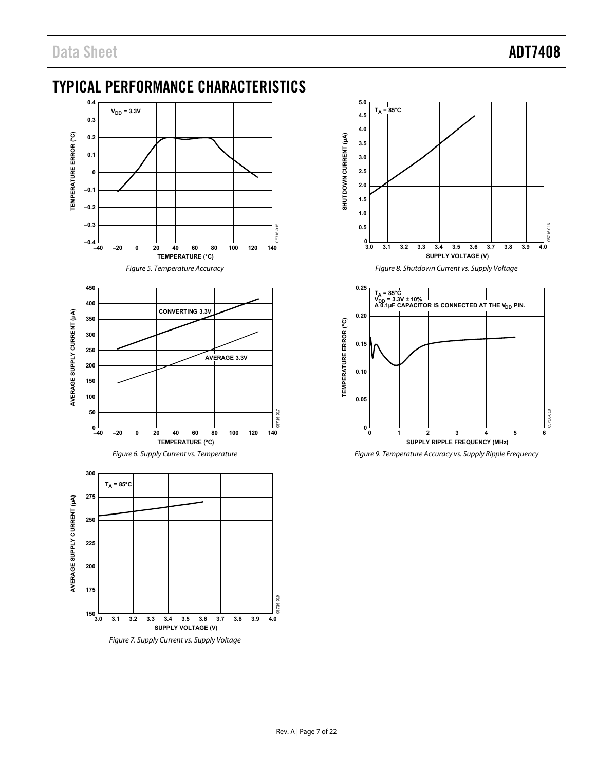## TYPICAL PERFORMANCE CHARACTERISTICS

*Figure 5. Temperature Accuracy*

*Figure 6. Supply Current vs. Temperature*

*Figure 7. Supply Current vs. Supply Voltage*

*Figure 8. Shutdown Current vs. Supply Voltage*

*Figure 9. Temperature Accuracy vs. Supply Ripple Frequency*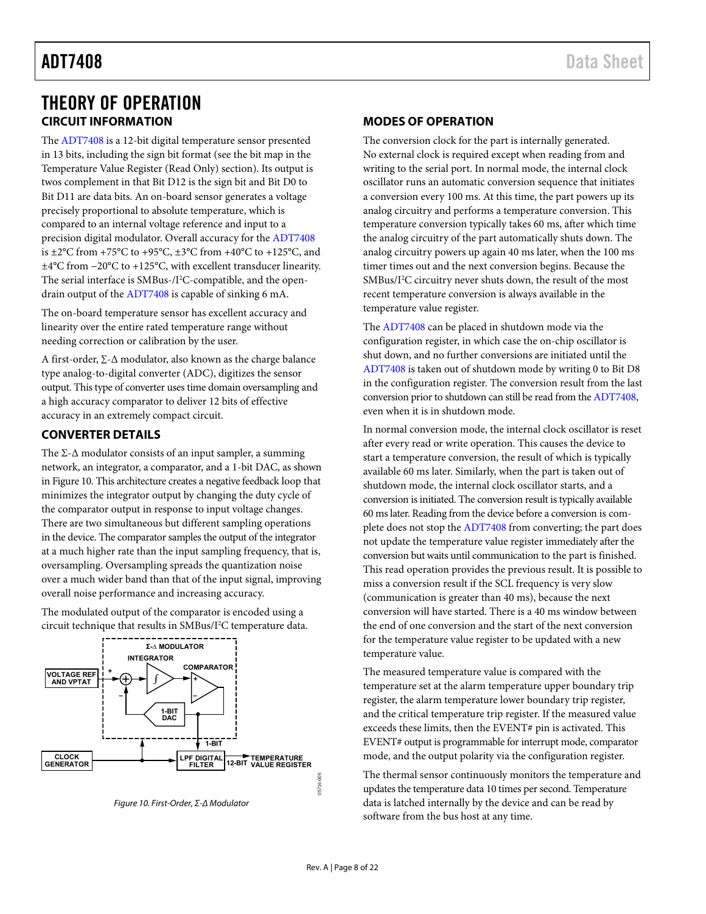# THEORY OF OPERATION

## CIRCUIT INFORMATION

The ADT7408 is a 12-bit digital temperature sensor presented in 13 bits, including the sign bit format (see the bit map in the Temperature Value Register (Read Only) section). Its output is twos complement in that Bit D12 is the sign bit and Bit D0 to Bit D11 are data bits. An on-board sensor generates a voltage precisely proportional to absolute temperature, which is compared to an internal voltage reference and input to a precision digital modulator. Overall accuracy for the ADT7408 is ±2°C from +75°C to +95°C, ±3°C from +40°C to +125°C, and ±4°C from −20°C to +125°C, with excellent transducer linearity. The serial interface is SMBus-/I²C-compatible, and the open-drain output of the ADT7408 is capable of sinking 6 mA.

The on-board temperature sensor has excellent accuracy and linearity over the entire rated temperature range without needing correction or calibration by the user.

A first-order, Σ-Δ modulator, also known as the charge balance type analog-to-digital converter (ADC), digitizes the sensor output. This type of converter uses time domain oversampling and a high accuracy comparator to deliver 12 bits of effective accuracy in an extremely compact circuit.

## CONVERTER DETAILS

The Σ-Δ modulator consists of an input sampler, a summing network, an integrator, a comparator, and a 1-bit DAC, as shown in Figure 10. This architecture creates a negative feedback loop that minimizes the integrator output by changing the duty cycle of the comparator output in response to input voltage changes. There are two simultaneous but different sampling operations in the device. The comparator samples the output of the integrator at a much higher rate than the input sampling frequency, that is, oversampling. Oversampling spreads the quantization noise over a much wider band than that of the input signal, improving overall noise performance and increasing accuracy.

The modulated output of the comparator is encoded using a circuit technique that results in SMBus/I²C temperature data.

*Figure 10. First-Order, Σ-Δ Modulator*

## MODES OF OPERATION

The conversion clock for the part is internally generated. No external clock is required except when reading from and writing to the serial port. In normal mode, the internal clock oscillator runs an automatic conversion sequence that initiates a conversion every 100 ms. At this time, the part powers up its analog circuitry and performs a temperature conversion. This temperature conversion typically takes 60 ms, after which time the analog circuitry of the part automatically shuts down. The analog circuitry powers up again 40 ms later, when the 100 ms timer times out and the next conversion begins. Because the SMBus/I²C circuitry never shuts down, the result of the most recent temperature conversion is always available in the temperature value register.

The ADT7408 can be placed in shutdown mode via the configuration register, in which case the on-chip oscillator is shut down, and no further conversions are initiated until the ADT7408 is taken out of shutdown mode by writing 0 to Bit D8 in the configuration register. The conversion result from the last conversion prior to shutdown can still be read from the ADT7408, even when it is in shutdown mode.

In normal conversion mode, the internal clock oscillator is reset after every read or write operation. This causes the device to start a temperature conversion, the result of which is typically available 60 ms later. Similarly, when the part is taken out of shutdown mode, the internal clock oscillator starts, and a conversion is initiated. The conversion result is typically available 60 ms later. Reading from the device before a conversion is complete does not stop the ADT7408 from converting; the part does not update the temperature value register immediately after the conversion but waits until communication to the part is finished. This read operation provides the previous result. It is possible to miss a conversion result if the SCL frequency is very slow (communication is greater than 40 ms), because the next conversion will have started. There is a 40 ms window between the end of one conversion and the start of the next conversion for the temperature value register to be updated with a new temperature value.

The measured temperature value is compared with the temperature set at the alarm temperature upper boundary trip register, the alarm temperature lower boundary trip register, and the critical temperature trip register. If the measured value exceeds these limits, then the EVENT# pin is activated. This EVENT# output is programmable for interrupt mode, comparator mode, and the output polarity via the configuration register.

The thermal sensor continuously monitors the temperature and updates the temperature data 10 times per second. Temperature data is latched internally by the device and can be read by software from the bus host at any time.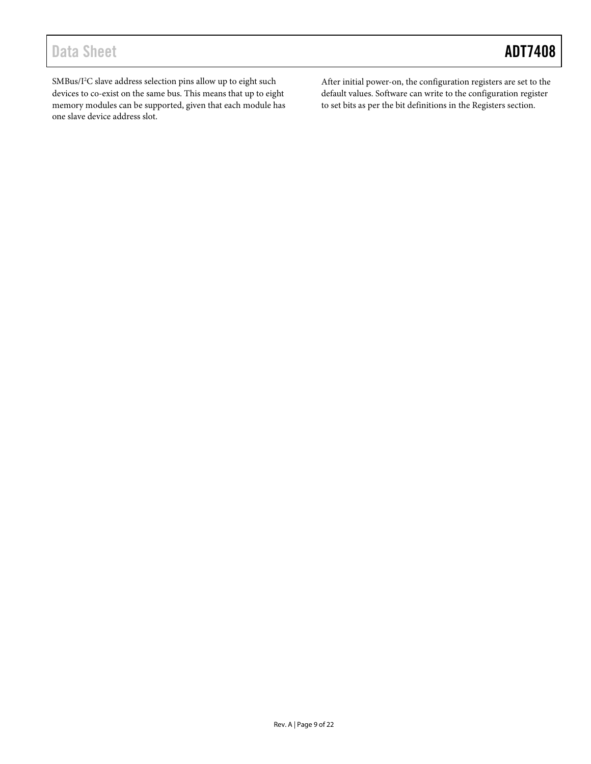SMBus/I$^2$C slave address selection pins allow up to eight such devices to co-exist on the same bus. This means that up to eight memory modules can be supported, given that each module has one slave device address slot.

After initial power-on, the configuration registers are set to the default values. Software can write to the configuration register to set bits as per the bit definitions in the Registers section.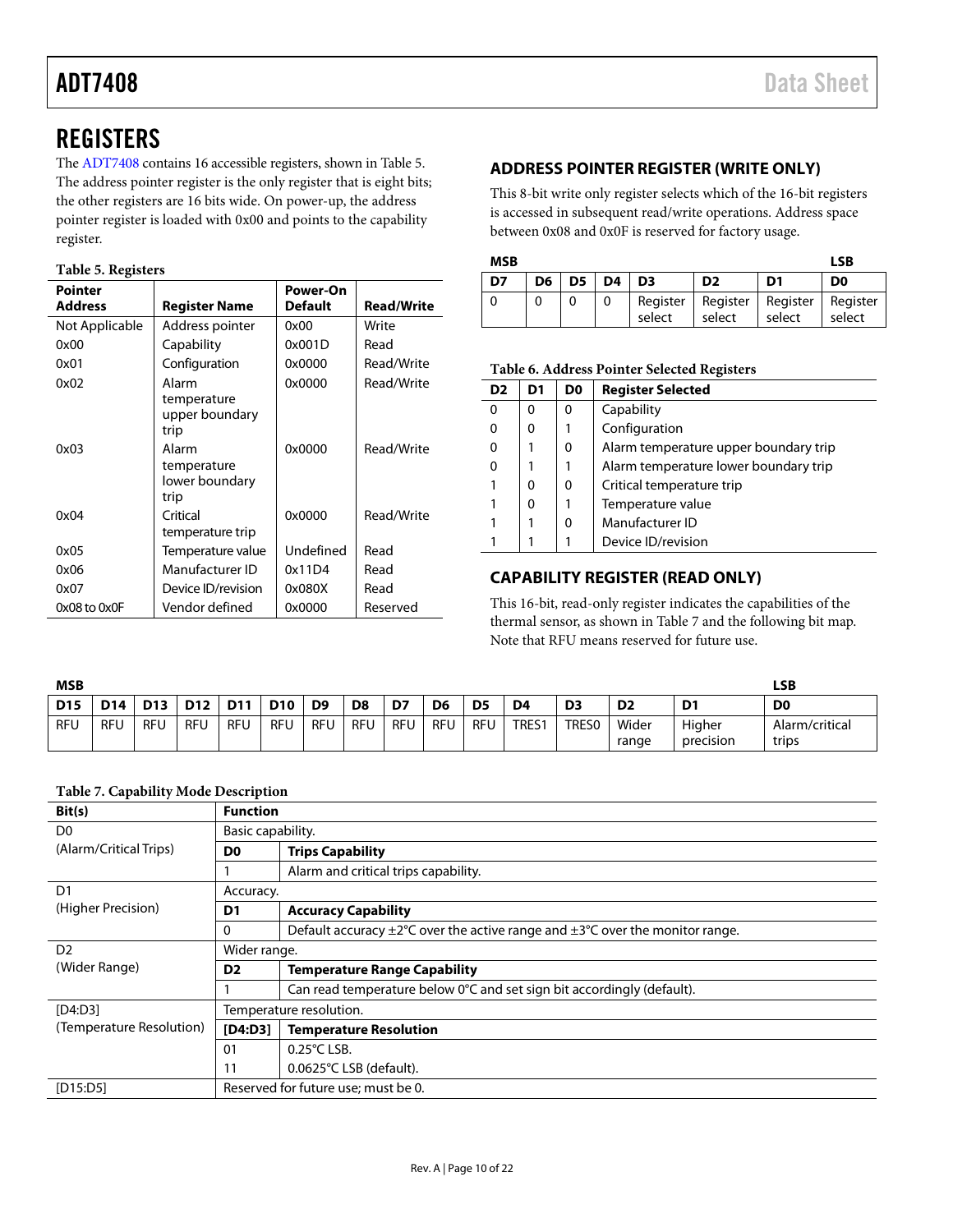## REGISTERS

The ADT7408 contains 16 accessible registers, shown in Table 5. The address pointer register is the only register that is eight bits; the other registers are 16 bits wide. On power-up, the address pointer register is loaded with 0x00 and points to the capability register.

**Table 5. Registers**

| Pointer Address | Register Name | Power-On Default | Read/Write |
|---|---|---|---|
| Not Applicable | Address pointer | 0x00 | Write |
| 0x00 | Capability | 0x001D | Read |
| 0x01 | Configuration | 0x0000 | Read/Write |
| 0x02 | Alarm temperature upper boundary trip | 0x0000 | Read/Write |
| 0x03 | Alarm temperature lower boundary trip | 0x0000 | Read/Write |
| 0x04 | Critical temperature trip | 0x0000 | Read/Write |
| 0x05 | Temperature value | Undefined | Read |
| 0x06 | Manufacturer ID | 0x11D4 | Read |
| 0x07 | Device ID/revision | 0x080X | Read |
| 0x08 to 0x0F | Vendor defined | 0x0000 | Reserved |

### ADDRESS POINTER REGISTER (WRITE ONLY)

This 8-bit write only register selects which of the 16-bit registers is accessed in subsequent read/write operations. Address space between 0x08 and 0x0F is reserved for factory usage.

| D7 (MSB) | D6 | D5 | D4 | D3 | D2 | D1 | D0 (LSB) |
|---|---|---|---|---|---|---|---|
| 0 | 0 | 0 | 0 | Register select | Register select | Register select | Register select |

**Table 6. Address Pointer Selected Registers**

| D2 | D1 | D0 | Register Selected |
|---|---|---|---|
| 0 | 0 | 0 | Capability |
| 0 | 0 | 1 | Configuration |
| 0 | 1 | 0 | Alarm temperature upper boundary trip |
| 0 | 1 | 1 | Alarm temperature lower boundary trip |
| 1 | 0 | 0 | Critical temperature trip |
| 1 | 0 | 1 | Temperature value |
| 1 | 1 | 0 | Manufacturer ID |
| 1 | 1 | 1 | Device ID/revision |

### CAPABILITY REGISTER (READ ONLY)

This 16-bit, read-only register indicates the capabilities of the thermal sensor, as shown in Table 7 and the following bit map. Note that RFU means reserved for future use.

| D15 (MSB) | D14 | D13 | D12 | D11 | D10 | D9 | D8 | D7 | D6 | D5 | D4 | D3 | D2 | D1 | D0 (LSB) |
|---|---|---|---|---|---|---|---|---|---|---|---|---|---|---|---|
| RFU | RFU | RFU | RFU | RFU | RFU | RFU | RFU | RFU | RFU | RFU | TRES1 | TRES0 | Wider range | Higher precision | Alarm/critical trips |

**Table 7. Capability Mode Description**

| Bit(s) | Function | |
|---|---|---|
| D0 (Alarm/Critical Trips) | Basic capability. | |
| | **D0** | **Trips Capability** |
| | 1 | Alarm and critical trips capability. |
| D1 (Higher Precision) | Accuracy. | |
| | **D1** | **Accuracy Capability** |
| | 0 | Default accuracy ±2°C over the active range and ±3°C over the monitor range. |
| D2 (Wider Range) | Wider range. | |
| | **D2** | **Temperature Range Capability** |
| | 1 | Can read temperature below 0°C and set sign bit accordingly (default). |
| [D4:D3] (Temperature Resolution) | Temperature resolution. | |
| | **[D4:D3]** | **Temperature Resolution** |
| | 01 | 0.25°C LSB. |
| | 11 | 0.0625°C LSB (default). |
| [D15:D5] | Reserved for future use; must be 0. | |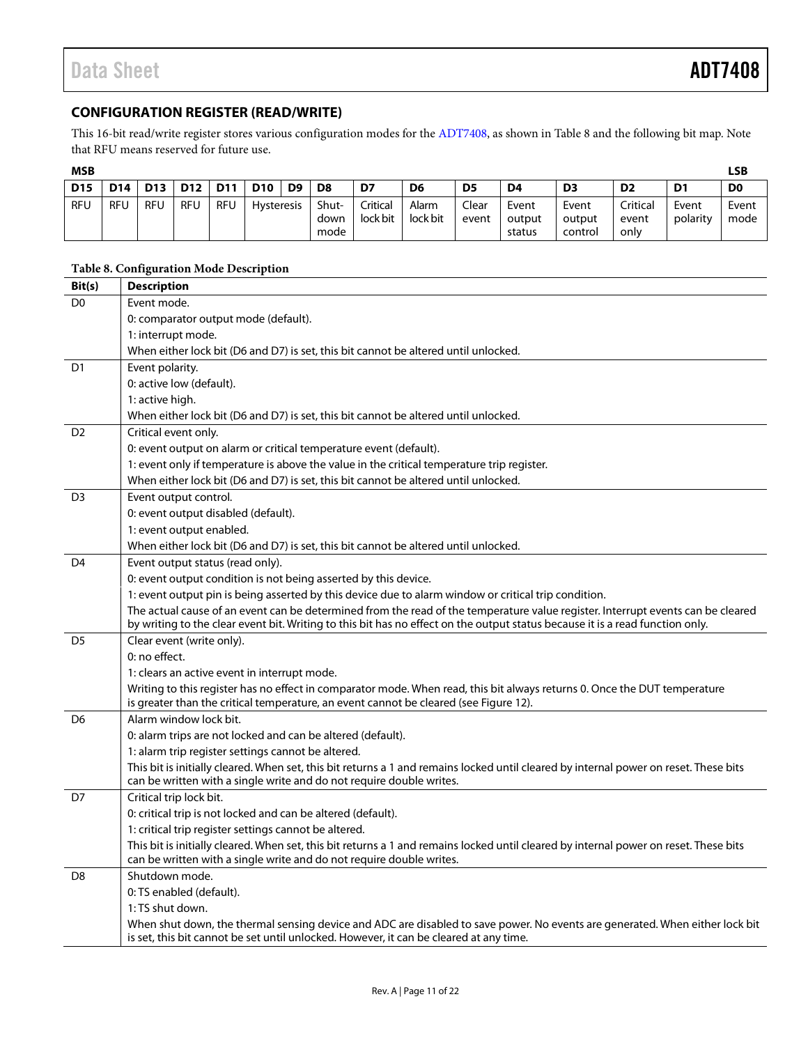## CONFIGURATION REGISTER (READ/WRITE)

This 16-bit read/write register stores various configuration modes for the ADT7408, as shown in Table 8 and the following bit map. Note that RFU means reserved for future use.

| MSB | | | | | | | | | | | | | | | LSB |
|---|---|---|---|---|---|---|---|---|---|---|---|---|---|---|---|
| D15 | D14 | D13 | D12 | D11 | D10 | D9 | D8 | D7 | D6 | D5 | D4 | D3 | D2 | D1 | D0 |
| RFU | RFU | RFU | RFU | RFU | Hysteresis | | Shut-down mode | Critical lock bit | Alarm lock bit | Clear event | Event output status | Event output control | Critical event only | Event polarity | Event mode |

**Table 8. Configuration Mode Description**

| Bit(s) | Description |
|---|---|
| D0 | Event mode. |
| | 0: comparator output mode (default). |
| | 1: interrupt mode. |
| | When either lock bit (D6 and D7) is set, this bit cannot be altered until unlocked. |
| D1 | Event polarity. |
| | 0: active low (default). |
| | 1: active high. |
| | When either lock bit (D6 and D7) is set, this bit cannot be altered until unlocked. |
| D2 | Critical event only. |
| | 0: event output on alarm or critical temperature event (default). |
| | 1: event only if temperature is above the value in the critical temperature trip register. |
| | When either lock bit (D6 and D7) is set, this bit cannot be altered until unlocked. |
| D3 | Event output control. |
| | 0: event output disabled (default). |
| | 1: event output enabled. |
| | When either lock bit (D6 and D7) is set, this bit cannot be altered until unlocked. |
| D4 | Event output status (read only). |
| | 0: event output condition is not being asserted by this device. |
| | 1: event output pin is being asserted by this device due to alarm window or critical trip condition. |
| | The actual cause of an event can be determined from the read of the temperature value register. Interrupt events can be cleared by writing to the clear event bit. Writing to this bit has no effect on the output status because it is a read function only. |
| D5 | Clear event (write only). |
| | 0: no effect. |
| | 1: clears an active event in interrupt mode. |
| | Writing to this register has no effect in comparator mode. When read, this bit always returns 0. Once the DUT temperature is greater than the critical temperature, an event cannot be cleared (see Figure 12). |
| D6 | Alarm window lock bit. |
| | 0: alarm trips are not locked and can be altered (default). |
| | 1: alarm trip register settings cannot be altered. |
| | This bit is initially cleared. When set, this bit returns a 1 and remains locked until cleared by internal power on reset. These bits can be written with a single write and do not require double writes. |
| D7 | Critical trip lock bit. |
| | 0: critical trip is not locked and can be altered (default). |
| | 1: critical trip register settings cannot be altered. |
| | This bit is initially cleared. When set, this bit returns a 1 and remains locked until cleared by internal power on reset. These bits can be written with a single write and do not require double writes. |
| D8 | Shutdown mode. |
| | 0: TS enabled (default). |
| | 1: TS shut down. |
| | When shut down, the thermal sensing device and ADC are disabled to save power. No events are generated. When either lock bit is set, this bit cannot be set until unlocked. However, it can be cleared at any time. |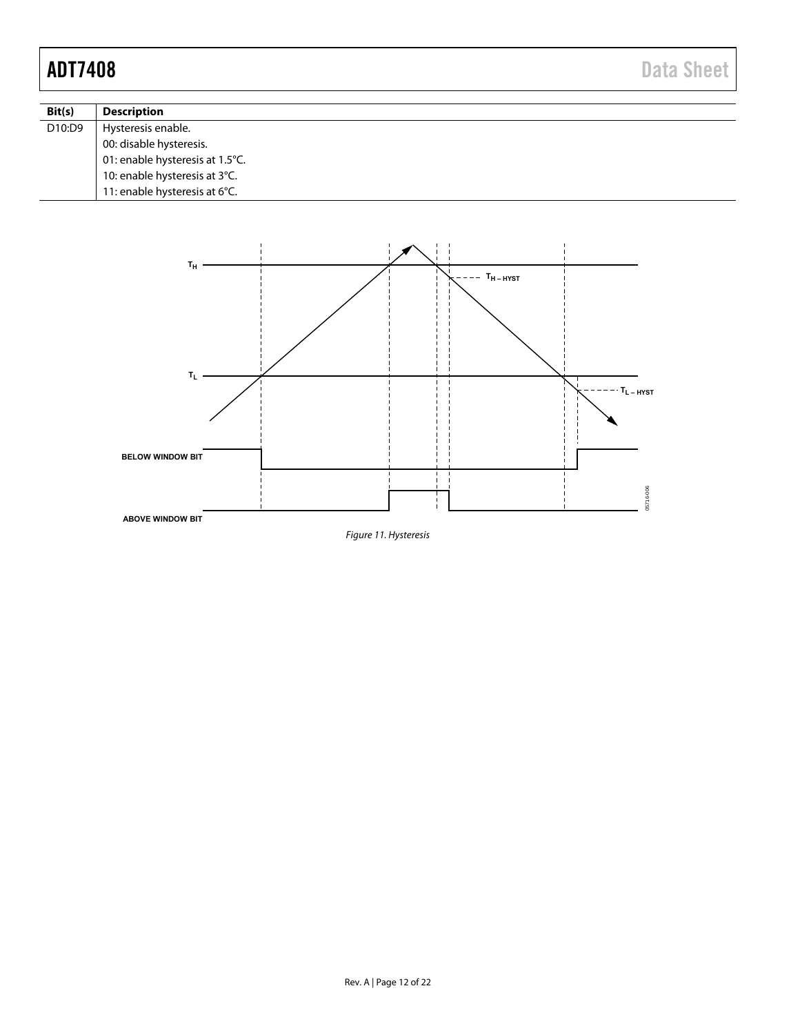| Bit(s) | Description |
| --- | --- |
| D10:D9 | Hysteresis enable. |
| | 00: disable hysteresis. |
| | 01: enable hysteresis at 1.5°C. |
| | 10: enable hysteresis at 3°C. |
| | 11: enable hysteresis at 6°C. |

*Figure 11. Hysteresis*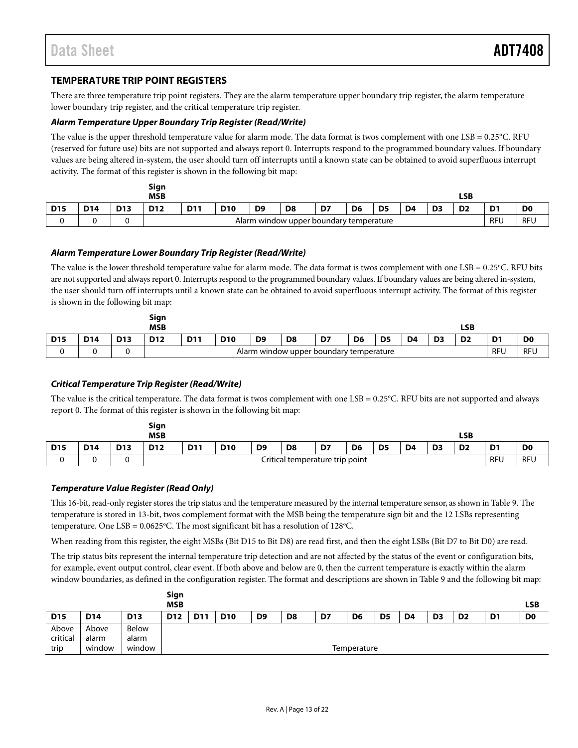## TEMPERATURE TRIP POINT REGISTERS

There are three temperature trip point registers. They are the alarm temperature upper boundary trip register, the alarm temperature lower boundary trip register, and the critical temperature trip register.

### *Alarm Temperature Upper Boundary Trip Register (Read/Write)*

The value is the upper threshold temperature value for alarm mode. The data format is twos complement with one LSB = 0.25°C. RFU (reserved for future use) bits are not supported and always report 0. Interrupts respond to the programmed boundary values. If boundary values are being altered in-system, the user should turn off interrupts until a known state can be obtained to avoid superfluous interrupt activity. The format of this register is shown in the following bit map:

| | | | Sign MSB | | | | | | | | | | LSB | | |
|---|---|---|---|---|---|---|---|---|---|---|---|---|---|---|---|
| **D15** | **D14** | **D13** | **D12** | **D11** | **D10** | **D9** | **D8** | **D7** | **D6** | **D5** | **D4** | **D3** | **D2** | **D1** | **D0** |
| 0 | 0 | 0 | Alarm window upper boundary temperature | | | | | | | | | | | RFU | RFU |

### *Alarm Temperature Lower Boundary Trip Register (Read/Write)*

The value is the lower threshold temperature value for alarm mode. The data format is twos complement with one LSB = 0.25°C. RFU bits are not supported and always report 0. Interrupts respond to the programmed boundary values. If boundary values are being altered in-system, the user should turn off interrupts until a known state can be obtained to avoid superfluous interrupt activity. The format of this register is shown in the following bit map:

| | | | Sign MSB | | | | | | | | | | LSB | | |
|---|---|---|---|---|---|---|---|---|---|---|---|---|---|---|---|
| **D15** | **D14** | **D13** | **D12** | **D11** | **D10** | **D9** | **D8** | **D7** | **D6** | **D5** | **D4** | **D3** | **D2** | **D1** | **D0** |
| 0 | 0 | 0 | Alarm window upper boundary temperature | | | | | | | | | | | RFU | RFU |

### *Critical Temperature Trip Register (Read/Write)*

The value is the critical temperature. The data format is twos complement with one LSB = 0.25°C. RFU bits are not supported and always report 0. The format of this register is shown in the following bit map:

| | | | Sign MSB | | | | | | | | | | LSB | | |
|---|---|---|---|---|---|---|---|---|---|---|---|---|---|---|---|
| **D15** | **D14** | **D13** | **D12** | **D11** | **D10** | **D9** | **D8** | **D7** | **D6** | **D5** | **D4** | **D3** | **D2** | **D1** | **D0** |
| 0 | 0 | 0 | Critical temperature trip point | | | | | | | | | | | RFU | RFU |

### *Temperature Value Register (Read Only)*

This 16-bit, read-only register stores the trip status and the temperature measured by the internal temperature sensor, as shown in Table 9. The temperature is stored in 13-bit, twos complement format with the MSB being the temperature sign bit and the 12 LSBs representing temperature. One LSB = 0.0625°C. The most significant bit has a resolution of 128°C.

When reading from this register, the eight MSBs (Bit D15 to Bit D8) are read first, and then the eight LSBs (Bit D7 to Bit D0) are read.

The trip status bits represent the internal temperature trip detection and are not affected by the status of the event or configuration bits, for example, event output control, clear event. If both above and below are 0, then the current temperature is exactly within the alarm window boundaries, as defined in the configuration register. The format and descriptions are shown in Table 9 and the following bit map:

| | | | Sign MSB | | | | | | | | | | | | LSB |
|---|---|---|---|---|---|---|---|---|---|---|---|---|---|---|---|
| **D15** | **D14** | **D13** | **D12** | **D11** | **D10** | **D9** | **D8** | **D7** | **D6** | **D5** | **D4** | **D3** | **D2** | **D1** | **D0** |
| Above critical trip | Above alarm window | Below alarm window | Temperature | | | | | | | | | | | | |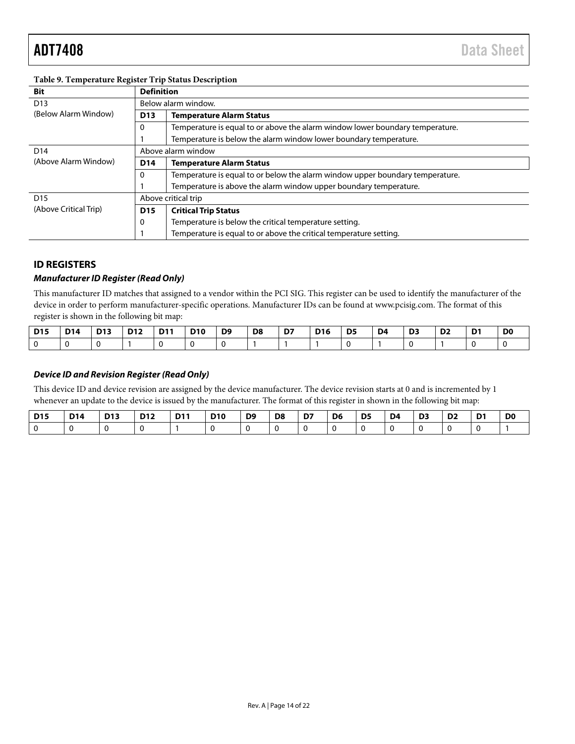**Table 9. Temperature Register Trip Status Description**

| Bit | Definition | |
|---|---|---|
| D13 (Below Alarm Window) | Below alarm window. | |
| | **D13** | **Temperature Alarm Status** |
| | 0 | Temperature is equal to or above the alarm window lower boundary temperature. |
| | 1 | Temperature is below the alarm window lower boundary temperature. |
| D14 (Above Alarm Window) | Above alarm window | |
| | **D14** | **Temperature Alarm Status** |
| | 0 | Temperature is equal to or below the alarm window upper boundary temperature. |
| | 1 | Temperature is above the alarm window upper boundary temperature. |
| D15 (Above Critical Trip) | Above critical trip | |
| | **D15** | **Critical Trip Status** |
| | 0 | Temperature is below the critical temperature setting. |
| | 1 | Temperature is equal to or above the critical temperature setting. |

## ID REGISTERS

### *Manufacturer ID Register (Read Only)*

This manufacturer ID matches that assigned to a vendor within the PCI SIG. This register can be used to identify the manufacturer of the device in order to perform manufacturer-specific operations. Manufacturer IDs can be found at www.pcisig.com. The format of this register is shown in the following bit map:

| D15 | D14 | D13 | D12 | D11 | D10 | D9 | D8 | D7 | D16 | D5 | D4 | D3 | D2 | D1 | D0 |
|---|---|---|---|---|---|---|---|---|---|---|---|---|---|---|---|
| 0 | 0 | 0 | 1 | 0 | 0 | 0 | 1 | 1 | 1 | 0 | 1 | 0 | 1 | 0 | 0 |

### *Device ID and Revision Register (Read Only)*

This device ID and device revision are assigned by the device manufacturer. The device revision starts at 0 and is incremented by 1 whenever an update to the device is issued by the manufacturer. The format of this register in shown in the following bit map:

| D15 | D14 | D13 | D12 | D11 | D10 | D9 | D8 | D7 | D6 | D5 | D4 | D3 | D2 | D1 | D0 |
|---|---|---|---|---|---|---|---|---|---|---|---|---|---|---|---|
| 0 | 0 | 0 | 0 | 1 | 0 | 0 | 0 | 0 | 0 | 0 | 0 | 0 | 0 | 0 | 1 |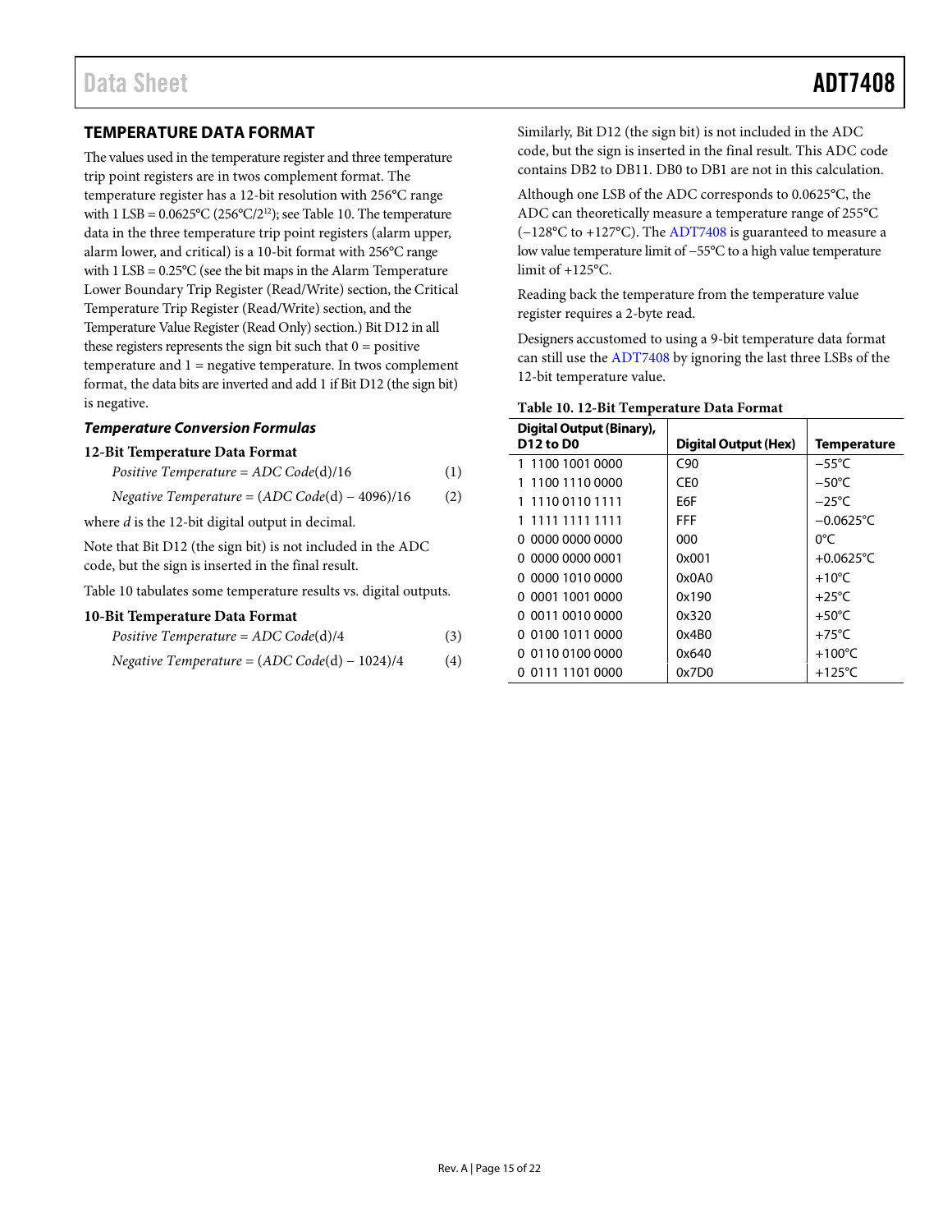## TEMPERATURE DATA FORMAT

The values used in the temperature register and three temperature trip point registers are in twos complement format. The temperature register has a 12-bit resolution with 256°C range with 1 LSB = 0.0625°C (256°C/$2^{12}$); see Table 10. The temperature data in the three temperature trip point registers (alarm upper, alarm lower, and critical) is a 10-bit format with 256°C range with 1 LSB = 0.25°C (see the bit maps in the Alarm Temperature Lower Boundary Trip Register (Read/Write) section, the Critical Temperature Trip Register (Read/Write) section, and the Temperature Value Register (Read Only) section.) Bit D12 in all these registers represents the sign bit such that 0 = positive temperature and 1 = negative temperature. In twos complement format, the data bits are inverted and add 1 if Bit D12 (the sign bit) is negative.

### *Temperature Conversion Formulas*

**12-Bit Temperature Data Format**

$$\textit{Positive Temperature} = \textit{ADC Code}(\text{d})/16 \quad (1)$$

$$\textit{Negative Temperature} = (\textit{ADC Code}(\text{d}) - 4096)/16 \quad (2)$$

where *d* is the 12-bit digital output in decimal.

Note that Bit D12 (the sign bit) is not included in the ADC code, but the sign is inserted in the final result.

Table 10 tabulates some temperature results vs. digital outputs.

**10-Bit Temperature Data Format**

$$\textit{Positive Temperature} = \textit{ADC Code}(\text{d})/4 \quad (3)$$

$$\textit{Negative Temperature} = (\textit{ADC Code}(\text{d}) - 1024)/4 \quad (4)$$

Similarly, Bit D12 (the sign bit) is not included in the ADC code, but the sign is inserted in the final result. This ADC code contains DB2 to DB11. DB0 to DB1 are not in this calculation.

Although one LSB of the ADC corresponds to 0.0625°C, the ADC can theoretically measure a temperature range of 255°C (−128°C to +127°C). The ADT7408 is guaranteed to measure a low value temperature limit of −55°C to a high value temperature limit of +125°C.

Reading back the temperature from the temperature value register requires a 2-byte read.

Designers accustomed to using a 9-bit temperature data format can still use the ADT7408 by ignoring the last three LSBs of the 12-bit temperature value.

**Table 10. 12-Bit Temperature Data Format**

| Digital Output (Binary), D12 to D0 | Digital Output (Hex) | Temperature |
|---|---|---|
| 1 1100 1001 0000 | C90 | −55°C |
| 1 1100 1110 0000 | CE0 | −50°C |
| 1 1110 0110 1111 | E6F | −25°C |
| 1 1111 1111 1111 | FFF | −0.0625°C |
| 0 0000 0000 0000 | 000 | 0°C |
| 0 0000 0000 0001 | 0x001 | +0.0625°C |
| 0 0000 1010 0000 | 0x0A0 | +10°C |
| 0 0001 1001 0000 | 0x190 | +25°C |
| 0 0011 0010 0000 | 0x320 | +50°C |
| 0 0100 1011 0000 | 0x4B0 | +75°C |
| 0 0110 0100 0000 | 0x640 | +100°C |
| 0 0111 1101 0000 | 0x7D0 | +125°C |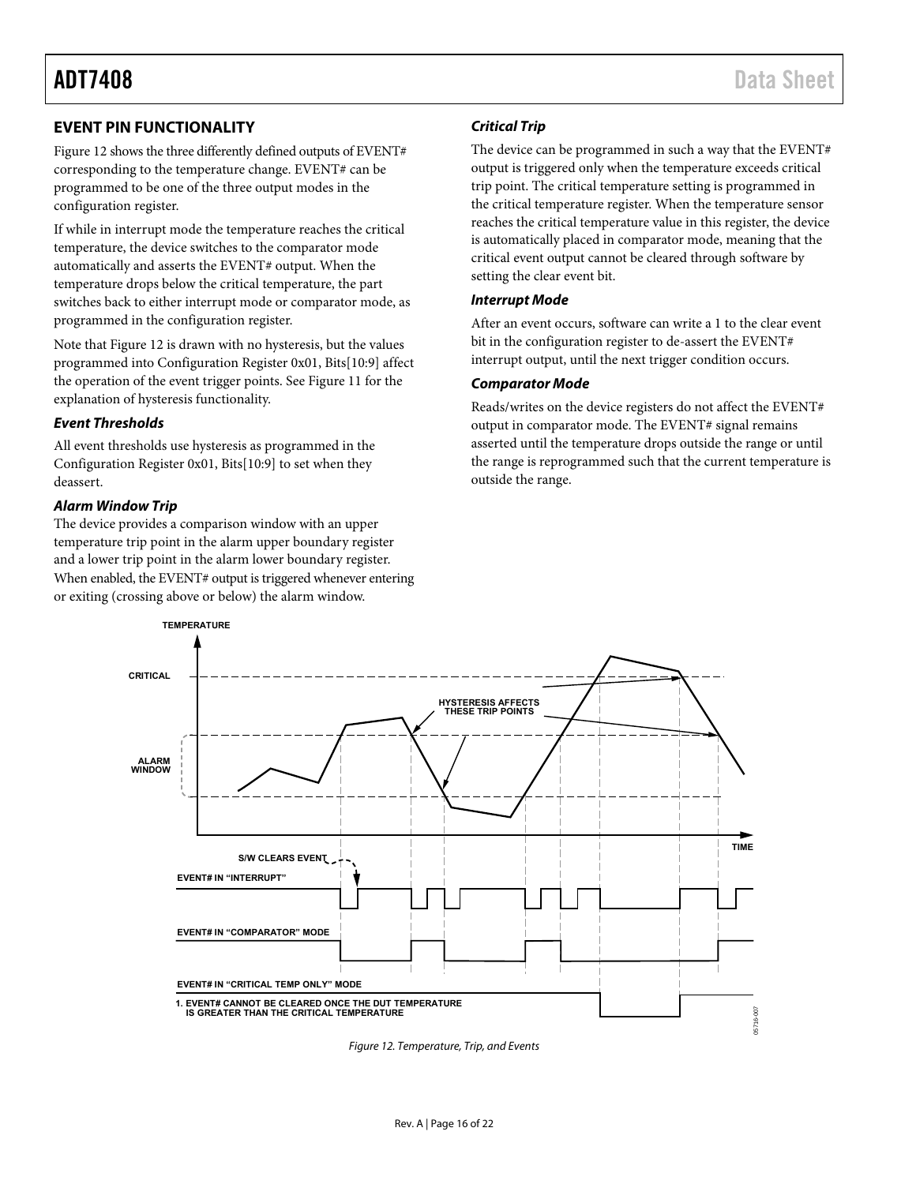## EVENT PIN FUNCTIONALITY

Figure 12 shows the three differently defined outputs of EVENT# corresponding to the temperature change. EVENT# can be programmed to be one of the three output modes in the configuration register.

If while in interrupt mode the temperature reaches the critical temperature, the device switches to the comparator mode automatically and asserts the EVENT# output. When the temperature drops below the critical temperature, the part switches back to either interrupt mode or comparator mode, as programmed in the configuration register.

Note that Figure 12 is drawn with no hysteresis, but the values programmed into Configuration Register 0x01, Bits[10:9] affect the operation of the event trigger points. See Figure 11 for the explanation of hysteresis functionality.

### *Event Thresholds*

All event thresholds use hysteresis as programmed in the Configuration Register 0x01, Bits[10:9] to set when they deassert.

### *Alarm Window Trip*

The device provides a comparison window with an upper temperature trip point in the alarm upper boundary register and a lower trip point in the alarm lower boundary register. When enabled, the EVENT# output is triggered whenever entering or exiting (crossing above or below) the alarm window.

### *Critical Trip*

The device can be programmed in such a way that the EVENT# output is triggered only when the temperature exceeds critical trip point. The critical temperature setting is programmed in the critical temperature register. When the temperature sensor reaches the critical temperature value in this register, the device is automatically placed in comparator mode, meaning that the critical event output cannot be cleared through software by setting the clear event bit.

### *Interrupt Mode*

After an event occurs, software can write a 1 to the clear event bit in the configuration register to de-assert the EVENT# interrupt output, until the next trigger condition occurs.

### *Comparator Mode*

Reads/writes on the device registers do not affect the EVENT# output in comparator mode. The EVENT# signal remains asserted until the temperature drops outside the range or until the range is reprogrammed such that the current temperature is outside the range.

TEMPERATURE

CRITICAL

ALARM WINDOW

HYSTERESIS AFFECTS THESE TRIP POINTS

TIME

S/W CLEARS EVENT

EVENT# IN "INTERRUPT"

EVENT# IN "COMPARATOR" MODE

EVENT# IN "CRITICAL TEMP ONLY" MODE

1. EVENT# CANNOT BE CLEARED ONCE THE DUT TEMPERATURE IS GREATER THAN THE CRITICAL TEMPERATURE

*Figure 12. Temperature, Trip, and Events*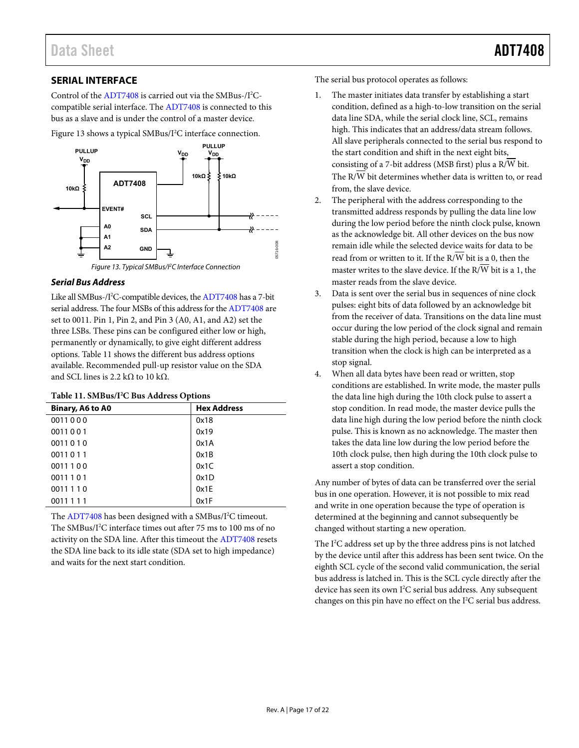## SERIAL INTERFACE

Control of the ADT7408 is carried out via the SMBus-/I²C-compatible serial interface. The ADT7408 is connected to this bus as a slave and is under the control of a master device.

Figure 13 shows a typical SMBus/I²C interface connection.

*Figure 13. Typical SMBus/I²C Interface Connection*

### *Serial Bus Address*

Like all SMBus-/I²C-compatible devices, the ADT7408 has a 7-bit serial address. The four MSBs of this address for the ADT7408 are set to 0011. Pin 1, Pin 2, and Pin 3 (A0, A1, and A2) set the three LSBs. These pins can be configured either low or high, permanently or dynamically, to give eight different address options. Table 11 shows the different bus address options available. Recommended pull-up resistor value on the SDA and SCL lines is 2.2 kΩ to 10 kΩ.

**Table 11. SMBus/I²C Bus Address Options**

| Binary, A6 to A0 | Hex Address |
|---|---|
| 0011 0 0 0 | 0x18 |
| 0011 0 0 1 | 0x19 |
| 0011 0 1 0 | 0x1A |
| 0011 0 1 1 | 0x1B |
| 0011 1 0 0 | 0x1C |
| 0011 1 0 1 | 0x1D |
| 0011 1 1 0 | 0x1E |
| 0011 1 1 1 | 0x1F |

The ADT7408 has been designed with a SMBus/I²C timeout. The SMBus/I²C interface times out after 75 ms to 100 ms of no activity on the SDA line. After this timeout the ADT7408 resets the SDA line back to its idle state (SDA set to high impedance) and waits for the next start condition.

The serial bus protocol operates as follows:

1. The master initiates data transfer by establishing a start condition, defined as a high-to-low transition on the serial data line SDA, while the serial clock line, SCL, remains high. This indicates that an address/data stream follows. All slave peripherals connected to the serial bus respond to the start condition and shift in the next eight bits, consisting of a 7-bit address (MSB first) plus a R/$\overline{W}$ bit. The R/$\overline{W}$ bit determines whether data is written to, or read from, the slave device.
2. The peripheral with the address corresponding to the transmitted address responds by pulling the data line low during the low period before the ninth clock pulse, known as the acknowledge bit. All other devices on the bus now remain idle while the selected device waits for data to be read from or written to it. If the R/$\overline{W}$ bit is a 0, then the master writes to the slave device. If the R/$\overline{W}$ bit is a 1, the master reads from the slave device.
3. Data is sent over the serial bus in sequences of nine clock pulses: eight bits of data followed by an acknowledge bit from the receiver of data. Transitions on the data line must occur during the low period of the clock signal and remain stable during the high period, because a low to high transition when the clock is high can be interpreted as a stop signal.
4. When all data bytes have been read or written, stop conditions are established. In write mode, the master pulls the data line high during the 10th clock pulse to assert a stop condition. In read mode, the master device pulls the data line high during the low period before the ninth clock pulse. This is known as no acknowledge. The master then takes the data line low during the low period before the 10th clock pulse, then high during the 10th clock pulse to assert a stop condition.

Any number of bytes of data can be transferred over the serial bus in one operation. However, it is not possible to mix read and write in one operation because the type of operation is determined at the beginning and cannot subsequently be changed without starting a new operation.

The I²C address set up by the three address pins is not latched by the device until after this address has been sent twice. On the eighth SCL cycle of the second valid communication, the serial bus address is latched in. This is the SCL cycle directly after the device has seen its own I²C serial bus address. Any subsequent changes on this pin have no effect on the I²C serial bus address.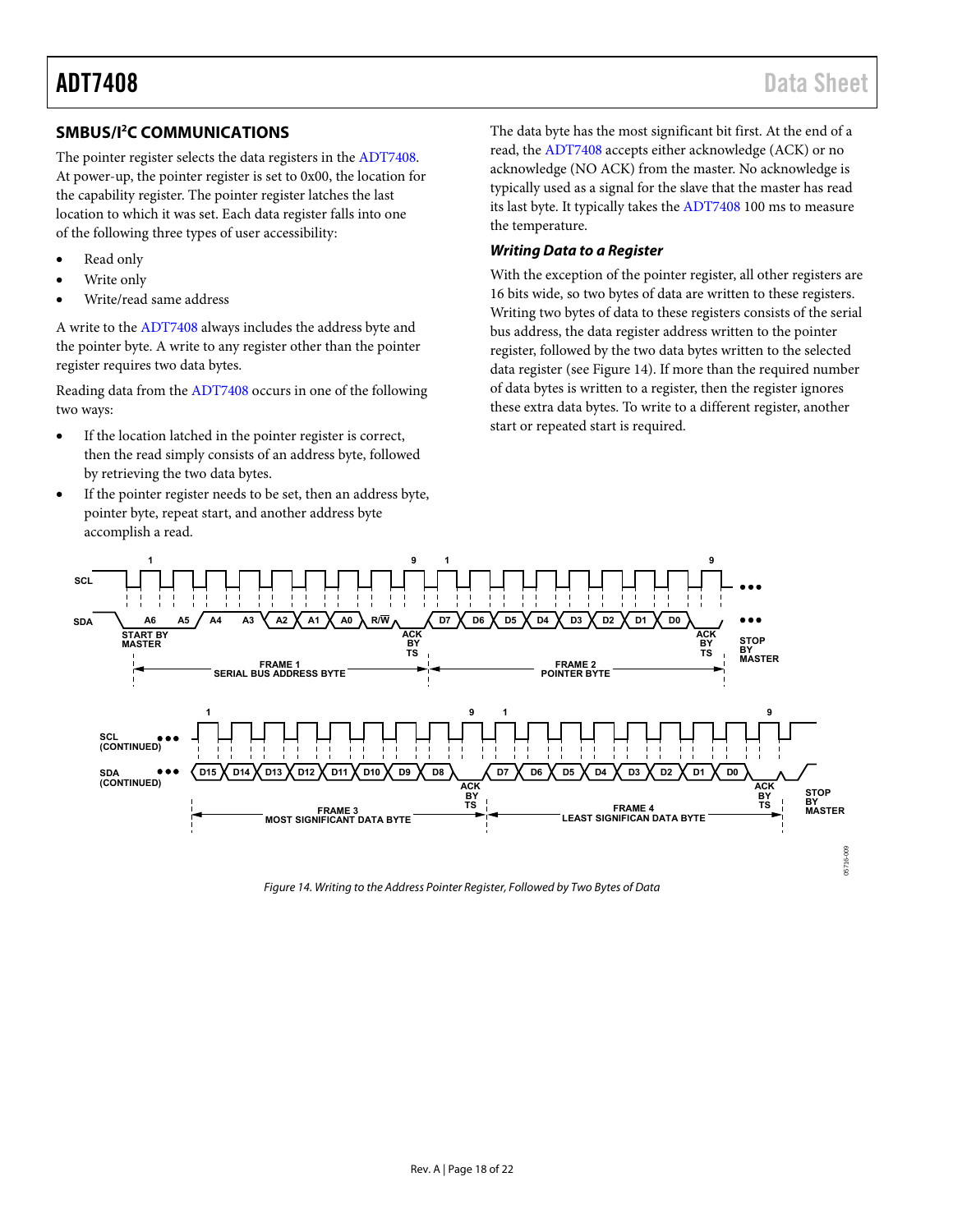## SMBUS/I²C COMMUNICATIONS

The pointer register selects the data registers in the ADT7408. At power-up, the pointer register is set to 0x00, the location for the capability register. The pointer register latches the last location to which it was set. Each data register falls into one of the following three types of user accessibility:

- Read only
- Write only
- Write/read same address

A write to the ADT7408 always includes the address byte and the pointer byte. A write to any register other than the pointer register requires two data bytes.

Reading data from the ADT7408 occurs in one of the following two ways:

- If the location latched in the pointer register is correct, then the read simply consists of an address byte, followed by retrieving the two data bytes.
- If the pointer register needs to be set, then an address byte, pointer byte, repeat start, and another address byte accomplish a read.

The data byte has the most significant bit first. At the end of a read, the ADT7408 accepts either acknowledge (ACK) or no acknowledge (NO ACK) from the master. No acknowledge is typically used as a signal for the slave that the master has read its last byte. It typically takes the ADT7408 100 ms to measure the temperature.

### *Writing Data to a Register*

With the exception of the pointer register, all other registers are 16 bits wide, so two bytes of data are written to these registers. Writing two bytes of data to these registers consists of the serial bus address, the data register address written to the pointer register, followed by the two data bytes written to the selected data register (see Figure 14). If more than the required number of data bytes is written to a register, then the register ignores these extra data bytes. To write to a different register, another start or repeated start is required.

*Figure 14. Writing to the Address Pointer Register, Followed by Two Bytes of Data*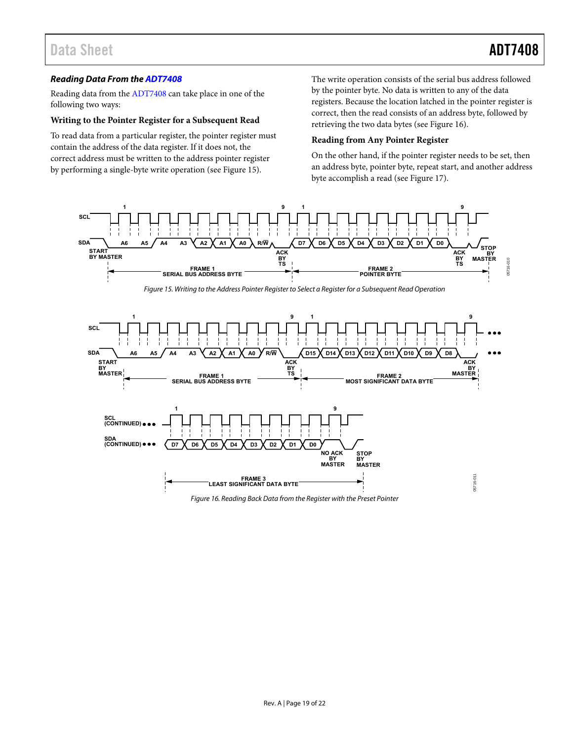### *Reading Data From the ADT7408*

Reading data from the ADT7408 can take place in one of the following two ways:

#### Writing to the Pointer Register for a Subsequent Read

To read data from a particular register, the pointer register must contain the address of the data register. If it does not, the correct address must be written to the address pointer register by performing a single-byte write operation (see Figure 15).

The write operation consists of the serial bus address followed by the pointer byte. No data is written to any of the data registers. Because the location latched in the pointer register is correct, then the read consists of an address byte, followed by retrieving the two data bytes (see Figure 16).

#### Reading from Any Pointer Register

On the other hand, if the pointer register needs to be set, then an address byte, pointer byte, repeat start, and another address byte accomplish a read (see Figure 17).

*Figure 15. Writing to the Address Pointer Register to Select a Register for a Subsequent Read Operation*

*Figure 16. Reading Back Data from the Register with the Preset Pointer*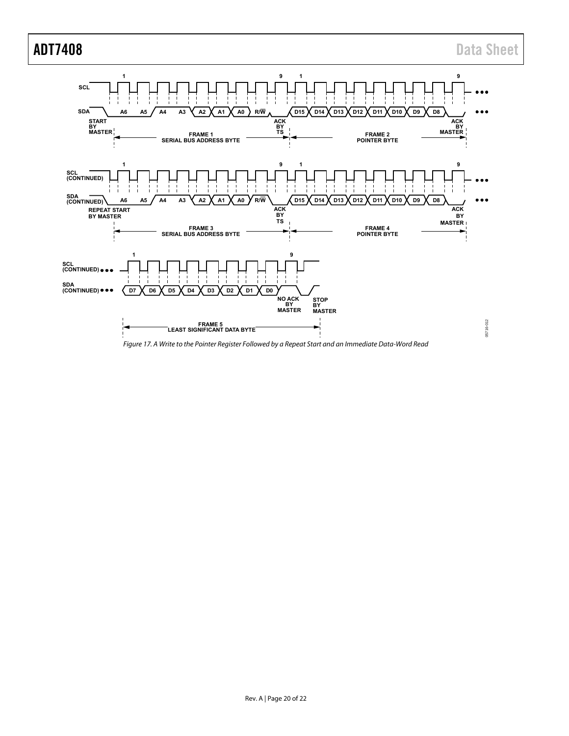SCL

SDA

START BY MASTER

1 A6 A5 A4 A3 A2 A1 A0 R/W 9 ACK BY TS

FRAME 1 SERIAL BUS ADDRESS BYTE

1 D15 D14 D13 D12 D11 D10 D9 D8 9 ACK BY MASTER

FRAME 2 POINTER BYTE

SCL (CONTINUED)

SDA (CONTINUED)

REPEAT START BY MASTER

1 A6 A5 A4 A3 A2 A1 A0 R/W 9 ACK BY TS

FRAME 3 SERIAL BUS ADDRESS BYTE

1 D15 D14 D13 D12 D11 D10 D9 D8 9 ACK BY MASTER

FRAME 4 POINTER BYTE

SCL (CONTINUED)

SDA (CONTINUED)

1 D7 D6 D5 D4 D3 D2 D1 D0 9 NO ACK BY MASTER

STOP BY MASTER

FRAME 5 LEAST SIGNIFICANT DATA BYTE

05716-012

*Figure 17. A Write to the Pointer Register Followed by a Repeat Start and an Immediate Data-Word Read*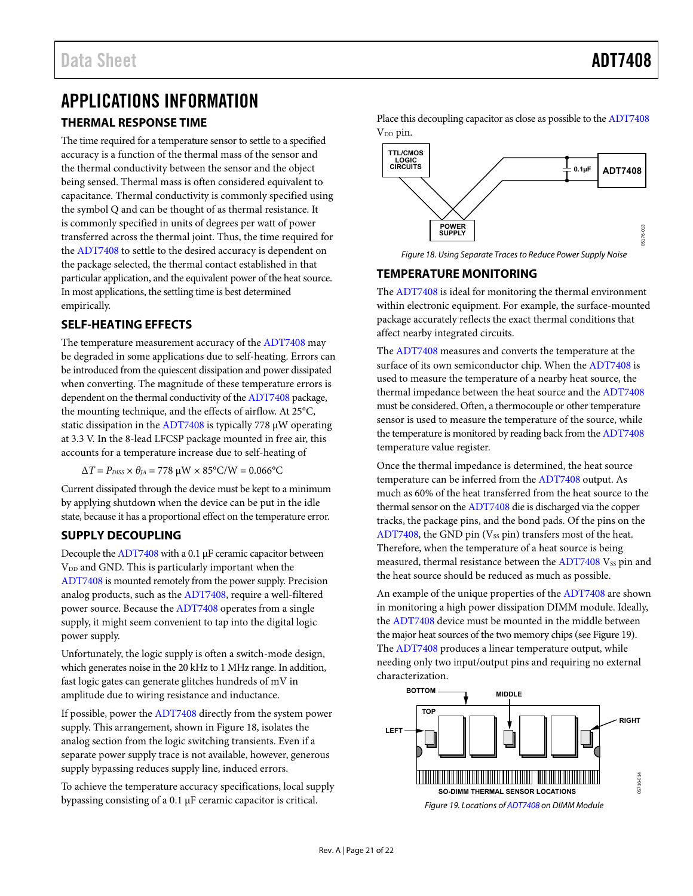# APPLICATIONS INFORMATION

## THERMAL RESPONSE TIME

The time required for a temperature sensor to settle to a specified accuracy is a function of the thermal mass of the sensor and the thermal conductivity between the sensor and the object being sensed. Thermal mass is often considered equivalent to capacitance. Thermal conductivity is commonly specified using the symbol Q and can be thought of as thermal resistance. It is commonly specified in units of degrees per watt of power transferred across the thermal joint. Thus, the time required for the ADT7408 to settle to the desired accuracy is dependent on the package selected, the thermal contact established in that particular application, and the equivalent power of the heat source. In most applications, the settling time is best determined empirically.

## SELF-HEATING EFFECTS

The temperature measurement accuracy of the ADT7408 may be degraded in some applications due to self-heating. Errors can be introduced from the quiescent dissipation and power dissipated when converting. The magnitude of these temperature errors is dependent on the thermal conductivity of the ADT7408 package, the mounting technique, and the effects of airflow. At 25°C, static dissipation in the ADT7408 is typically 778 µW operating at 3.3 V. In the 8-lead LFCSP package mounted in free air, this accounts for a temperature increase due to self-heating of

$$\Delta T = P_{DISS} \times \theta_{JA} = 778\ \mu W \times 85°C/W = 0.066°C$$

Current dissipated through the device must be kept to a minimum by applying shutdown when the device can be put in the idle state, because it has a proportional effect on the temperature error.

## SUPPLY DECOUPLING

Decouple the ADT7408 with a 0.1 µF ceramic capacitor between $V_{DD}$ and GND. This is particularly important when the ADT7408 is mounted remotely from the power supply. Precision analog products, such as the ADT7408, require a well-filtered power source. Because the ADT7408 operates from a single supply, it might seem convenient to tap into the digital logic power supply.

Unfortunately, the logic supply is often a switch-mode design, which generates noise in the 20 kHz to 1 MHz range. In addition, fast logic gates can generate glitches hundreds of mV in amplitude due to wiring resistance and inductance.

If possible, power the ADT7408 directly from the system power supply. This arrangement, shown in Figure 18, isolates the analog section from the logic switching transients. Even if a separate power supply trace is not available, however, generous supply bypassing reduces supply line, induced errors.

To achieve the temperature accuracy specifications, local supply bypassing consisting of a 0.1 µF ceramic capacitor is critical. Place this decoupling capacitor as close as possible to the ADT7408 $V_{DD}$ pin.

*Figure 18. Using Separate Traces to Reduce Power Supply Noise*

## TEMPERATURE MONITORING

The ADT7408 is ideal for monitoring the thermal environment within electronic equipment. For example, the surface-mounted package accurately reflects the exact thermal conditions that affect nearby integrated circuits.

The ADT7408 measures and converts the temperature at the surface of its own semiconductor chip. When the ADT7408 is used to measure the temperature of a nearby heat source, the thermal impedance between the heat source and the ADT7408 must be considered. Often, a thermocouple or other temperature sensor is used to measure the temperature of the source, while the temperature is monitored by reading back from the ADT7408 temperature value register.

Once the thermal impedance is determined, the heat source temperature can be inferred from the ADT7408 output. As much as 60% of the heat transferred from the heat source to the thermal sensor on the ADT7408 die is discharged via the copper tracks, the package pins, and the bond pads. Of the pins on the ADT7408, the GND pin ($V_{SS}$ pin) transfers most of the heat. Therefore, when the temperature of a heat source is being measured, thermal resistance between the ADT7408 $V_{SS}$ pin and the heat source should be reduced as much as possible.

An example of the unique properties of the ADT7408 are shown in monitoring a high power dissipation DIMM module. Ideally, the ADT7408 device must be mounted in the middle between the major heat sources of the two memory chips (see Figure 19). The ADT7408 produces a linear temperature output, while needing only two input/output pins and requiring no external characterization.

*Figure 19. Locations of ADT7408 on DIMM Module*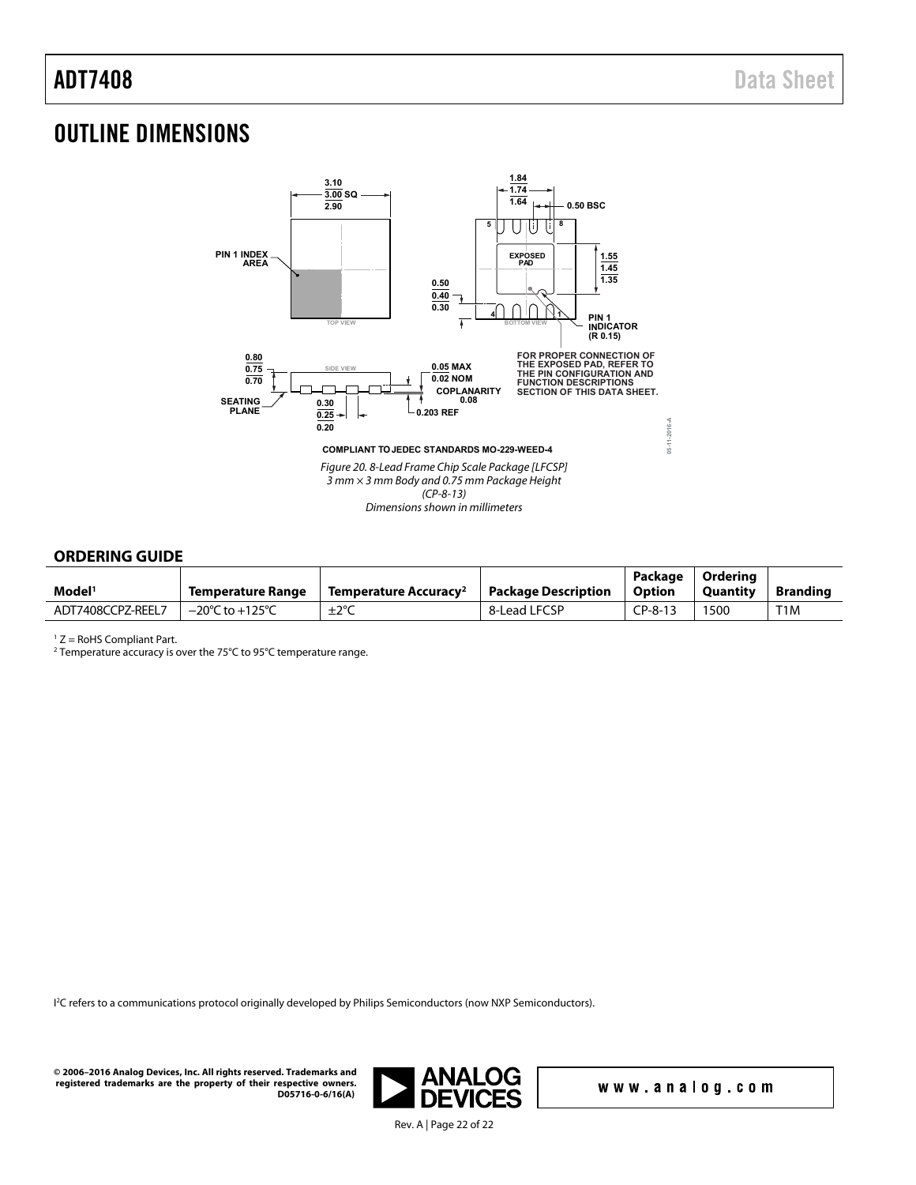# OUTLINE DIMENSIONS

3.10
3.00 SQ
2.90

PIN 1 INDEX AREA

TOP VIEW

1.84
1.74
1.64

0.50 BSC

5

8

EXPOSED PAD

1.55
1.45
1.35

0.50
0.40
0.30

4

1

BOTTOM VIEW

PIN 1 INDICATOR (R 0.15)

0.80
0.75
0.70

SIDE VIEW

0.05 MAX
0.02 NOM

COPLANARITY 0.08

SEATING PLANE

0.30
0.25
0.20

0.203 REF

FOR PROPER CONNECTION OF THE EXPOSED PAD, REFER TO THE PIN CONFIGURATION AND FUNCTION DESCRIPTIONS SECTION OF THIS DATA SHEET.

COMPLIANT TO JEDEC STANDARDS MO-229-WEED-4

05-11-2016-A

*Figure 20. 8-Lead Frame Chip Scale Package [LFCSP]*
*3 mm × 3 mm Body and 0.75 mm Package Height*
*(CP-8-13)*
*Dimensions shown in millimeters*

## ORDERING GUIDE

| Model[1] | Temperature Range | Temperature Accuracy[2] | Package Description | Package Option | Ordering Quantity | Branding |
|---|---|---|---|---|---|---|
| ADT7408CCPZ-REEL7 | −20°C to +125°C | ±2°C | 8-Lead LFCSP | CP-8-13 | 1500 | T1M |

[1] Z = RoHS Compliant Part.
[2] Temperature accuracy is over the 75°C to 95°C temperature range.

I²C refers to a communications protocol originally developed by Philips Semiconductors (now NXP Semiconductors).

© 2006–2016 Analog Devices, Inc. All rights reserved. Trademarks and registered trademarks are the property of their respective owners. D05716-0-6/16(A)